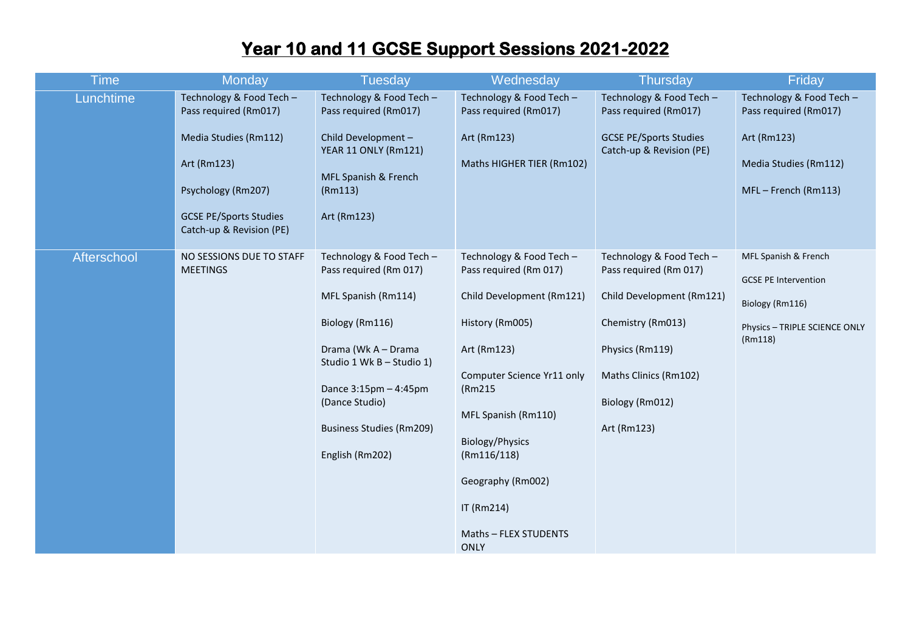# Year 10 and 11 GCSE Support Sessions 2021-2022

| Time | Monday | Tuesday | Wednesday | Thursday | Friday |
|---|---|---|---|---|---|
| Lunchtime | Technology & Food Tech – Pass required (Rm017)<br><br>Media Studies (Rm112)<br><br>Art (Rm123)<br><br>Psychology (Rm207)<br><br>GCSE PE/Sports Studies Catch-up & Revision (PE) | Technology & Food Tech – Pass required (Rm017)<br><br>Child Development – YEAR 11 ONLY (Rm121)<br><br>MFL Spanish & French (Rm113)<br><br>Art (Rm123) | Technology & Food Tech – Pass required (Rm017)<br><br>Art (Rm123)<br><br>Maths HIGHER TIER (Rm102) | Technology & Food Tech – Pass required (Rm017)<br><br>GCSE PE/Sports Studies Catch-up & Revision (PE) | Technology & Food Tech – Pass required (Rm017)<br><br>Art (Rm123)<br><br>Media Studies (Rm112)<br><br>MFL – French (Rm113) |
| Afterschool | NO SESSIONS DUE TO STAFF MEETINGS | Technology & Food Tech – Pass required (Rm 017)<br><br>MFL Spanish (Rm114)<br><br>Biology (Rm116)<br><br>Drama (Wk A – Drama Studio 1 Wk B – Studio 1)<br><br>Dance 3:15pm – 4:45pm (Dance Studio)<br><br>Business Studies (Rm209)<br><br>English (Rm202) | Technology & Food Tech – Pass required (Rm 017)<br><br>Child Development (Rm121)<br><br>History (Rm005)<br><br>Art (Rm123)<br><br>Computer Science Yr11 only (Rm215<br><br>MFL Spanish (Rm110)<br><br>Biology/Physics (Rm116/118)<br><br>Geography (Rm002)<br><br>IT (Rm214)<br><br>Maths – FLEX STUDENTS ONLY | Technology & Food Tech – Pass required (Rm 017)<br><br>Child Development (Rm121)<br><br>Chemistry (Rm013)<br><br>Physics (Rm119)<br><br>Maths Clinics (Rm102)<br><br>Biology (Rm012)<br><br>Art (Rm123) | MFL Spanish & French<br><br>GCSE PE Intervention<br><br>Biology (Rm116)<br><br>Physics – TRIPLE SCIENCE ONLY (Rm118) |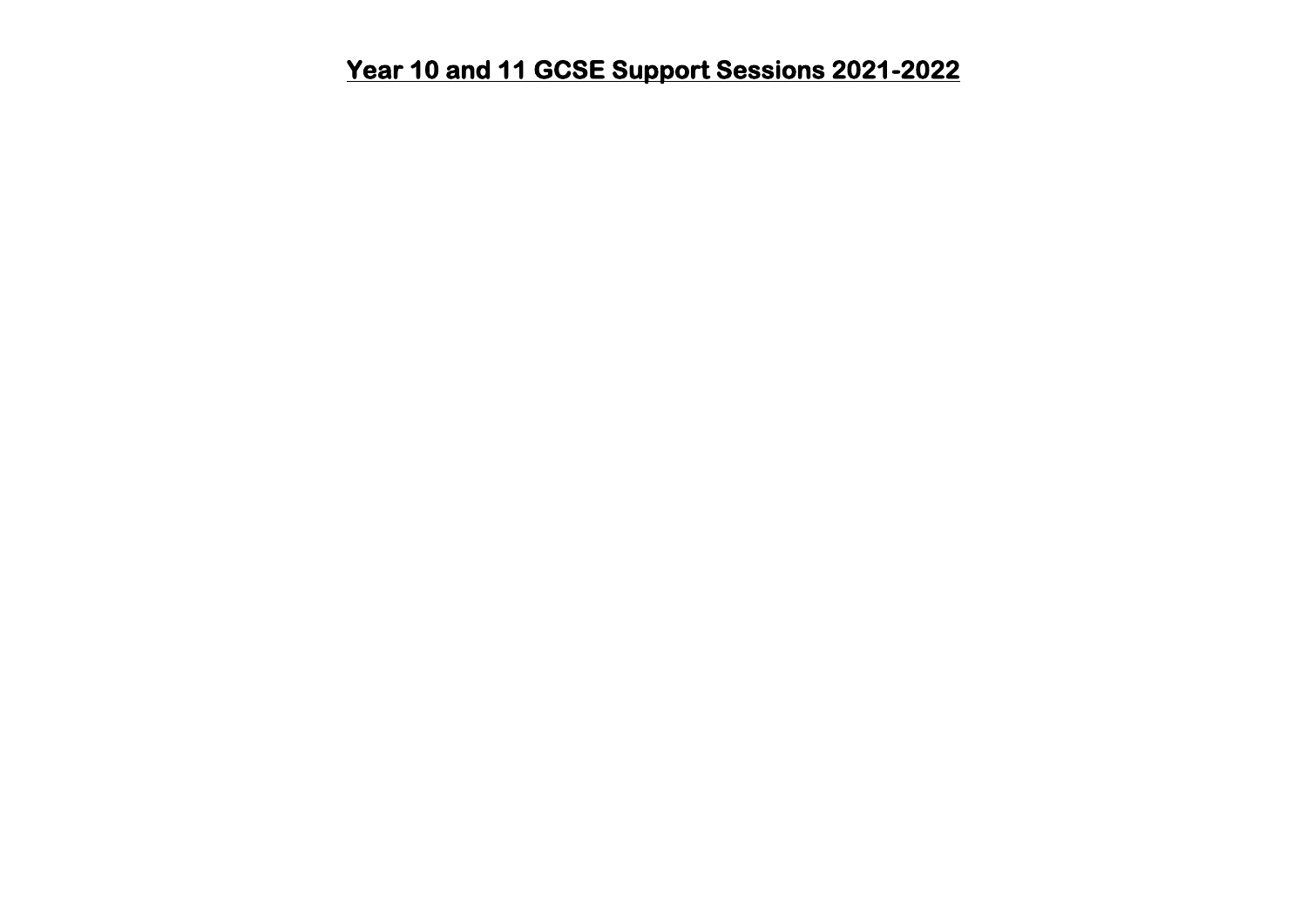# Year 10 and 11 GCSE Support Sessions 2021-2022